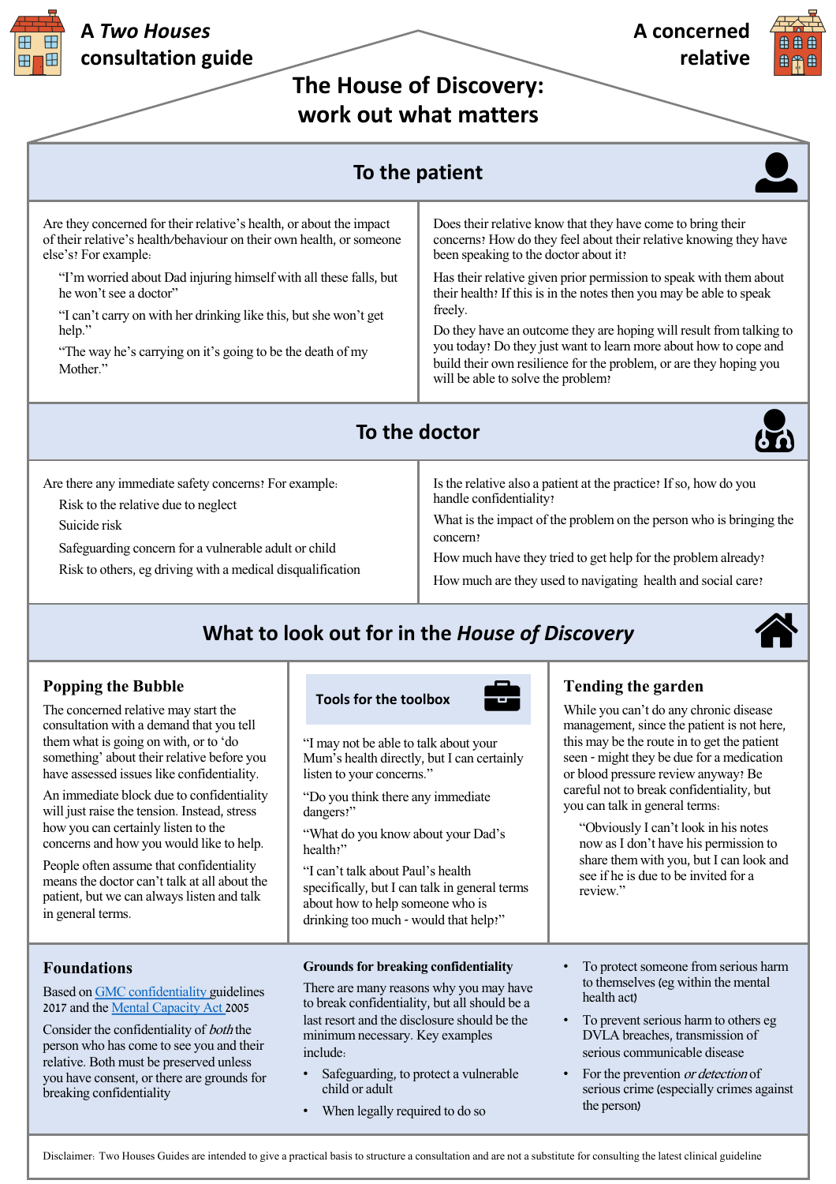A *Two Houses* consultation guide

A concerned relative

# The House of Discovery: work out what matters

## To the patient

Are they concerned for their relative's health, or about the impact of their relative's health/behaviour on their own health, or someone else's? For example:

"I'm worried about Dad injuring himself with all these falls, but he won't see a doctor"

"I can't carry on with her drinking like this, but she won't get help."

"The way he's carrying on it's going to be the death of my Mother."

Does their relative know that they have come to bring their concerns? How do they feel about their relative knowing they have been speaking to the doctor about it?

Has their relative given prior permission to speak with them about their health? If this is in the notes then you may be able to speak freely.

Do they have an outcome they are hoping will result from talking to you today? Do they just want to learn more about how to cope and build their own resilience for the problem, or are they hoping you will be able to solve the problem?

## To the doctor

Are there any immediate safety concerns? For example:

- Risk to the relative due to neglect
- Suicide risk
- Safeguarding concern for a vulnerable adult or child
- Risk to others, eg driving with a medical disqualification

Is the relative also a patient at the practice? If so, how do you handle confidentiality?

What is the impact of the problem on the person who is bringing the concern?

How much have they tried to get help for the problem already?

How much are they used to navigating health and social care?

## What to look out for in the *House of Discovery*

### Popping the Bubble

The concerned relative may start the consultation with a demand that you tell them what is going on with, or to 'do something' about their relative before you have assessed issues like confidentiality.

An immediate block due to confidentiality will just raise the tension. Instead, stress how you can certainly listen to the concerns and how you would like to help.

People often assume that confidentiality means the doctor can't talk at all about the patient, but we can always listen and talk in general terms.

### Tools for the toolbox

"I may not be able to talk about your Mum's health directly, but I can certainly listen to your concerns."

"Do you think there any immediate dangers?"

"What do you know about your Dad's health?"

"I can't talk about Paul's health specifically, but I can talk in general terms about how to help someone who is drinking too much - would that help?"

### Tending the garden

While you can't do any chronic disease management, since the patient is not here, this may be the route in to get the patient seen - might they be due for a medication or blood pressure review anyway? Be careful not to break confidentiality, but you can talk in general terms:

"Obviously I can't look in his notes now as I don't have his permission to share them with you, but I can look and see if he is due to be invited for a review."

### Foundations

Based on GMC confidentiality guidelines 2017 and the Mental Capacity Act 2005

Consider the confidentiality of *both* the person who has come to see you and their relative. Both must be preserved unless you have consent, or there are grounds for breaking confidentiality

### Grounds for breaking confidentiality

There are many reasons why you may have to break confidentiality, but all should be a last resort and the disclosure should be the minimum necessary. Key examples include:

- Safeguarding, to protect a vulnerable child or adult
- When legally required to do so
- To protect someone from serious harm to themselves (eg within the mental health act)
- To prevent serious harm to others eg DVLA breaches, transmission of serious communicable disease
- For the prevention *or detection* of serious crime (especially crimes against the person)

Disclaimer: Two Houses Guides are intended to give a practical basis to structure a consultation and are not a substitute for consulting the latest clinical guideline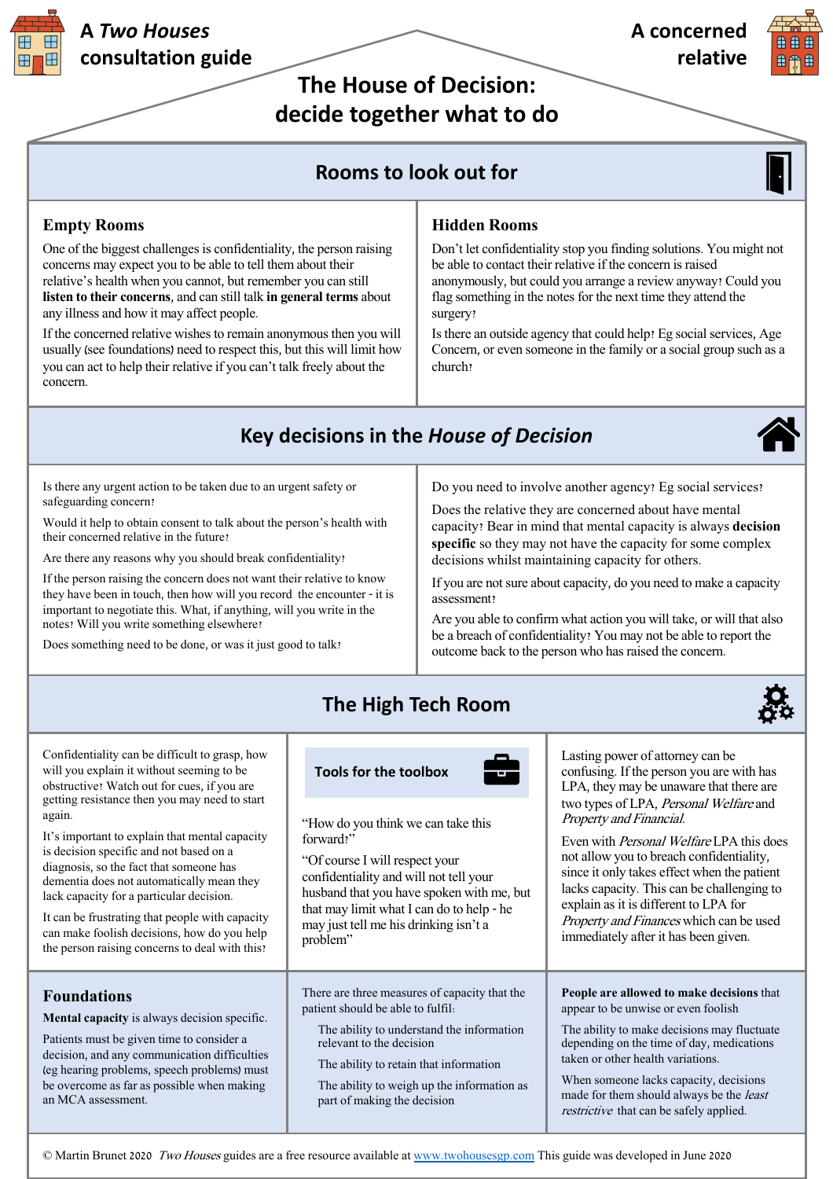A *Two Houses* consultation guide

A concerned relative

# The House of Decision: decide together what to do

## Rooms to look out for

### Empty Rooms

One of the biggest challenges is confidentiality, the person raising concerns may expect you to be able to tell them about their relative's health when you cannot, but remember you can still **listen to their concerns**, and can still talk **in general terms** about any illness and how it may affect people.

If the concerned relative wishes to remain anonymous then you will usually (see foundations) need to respect this, but this will limit how you can act to help their relative if you can't talk freely about the concern.

### Hidden Rooms

Don't let confidentiality stop you finding solutions. You might not be able to contact their relative if the concern is raised anonymously, but could you arrange a review anyway? Could you flag something in the notes for the next time they attend the surgery?

Is there an outside agency that could help? Eg social services, Age Concern, or even someone in the family or a social group such as a church?

## Key decisions in the *House of Decision*

Is there any urgent action to be taken due to an urgent safety or safeguarding concern?

Would it help to obtain consent to talk about the person's health with their concerned relative in the future?

Are there any reasons why you should break confidentiality?

If the person raising the concern does not want their relative to know they have been in touch, then how will you record the encounter - it is important to negotiate this. What, if anything, will you write in the notes? Will you write something elsewhere?

Does something need to be done, or was it just good to talk?

Do you need to involve another agency? Eg social services?

Does the relative they are concerned about have mental capacity? Bear in mind that mental capacity is always **decision specific** so they may not have the capacity for some complex decisions whilst maintaining capacity for others.

If you are not sure about capacity, do you need to make a capacity assessment?

Are you able to confirm what action you will take, or will that also be a breach of confidentiality? You may not be able to report the outcome back to the person who has raised the concern.

## The High Tech Room

Confidentiality can be difficult to grasp, how will you explain it without seeming to be obstructive? Watch out for cues, if you are getting resistance then you may need to start again.

It's important to explain that mental capacity is decision specific and not based on a diagnosis, so the fact that someone has dementia does not automatically mean they lack capacity for a particular decision.

It can be frustrating that people with capacity can make foolish decisions, how do you help the person raising concerns to deal with this?

### Tools for the toolbox

"How do you think we can take this forward?"

"Of course I will respect your confidentiality and will not tell your husband that you have spoken with me, but that may limit what I can do to help - he may just tell me his drinking isn't a problem"

Lasting power of attorney can be confusing. If the person you are with has LPA, they may be unaware that there are two types of LPA, *Personal Welfare* and *Property and Financial*.

Even with *Personal Welfare* LPA this does not allow you to breach confidentiality, since it only takes effect when the patient lacks capacity. This can be challenging to explain as it is different to LPA for *Property and Finances* which can be used immediately after it has been given.

### Foundations

**Mental capacity** is always decision specific.

Patients must be given time to consider a decision, and any communication difficulties (eg hearing problems, speech problems) must be overcome as far as possible when making an MCA assessment.

There are three measures of capacity that the patient should be able to fulfil:

- The ability to understand the information relevant to the decision
- The ability to retain that information
- The ability to weigh up the information as part of making the decision

**People are allowed to make decisions** that appear to be unwise or even foolish

The ability to make decisions may fluctuate depending on the time of day, medications taken or other health variations.

When someone lacks capacity, decisions made for them should always be the *least restrictive* that can be safely applied.

© Martin Brunet 2020 *Two Houses* guides are a free resource available at www.twohousesgp.com This guide was developed in June 2020